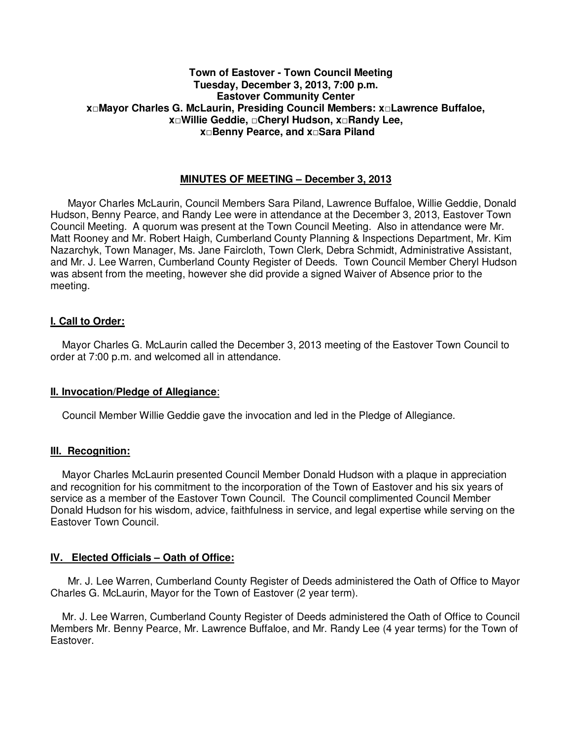**Town of Eastover - Town Council Meeting**
**Tuesday, December 3, 2013, 7:00 p.m.**
**Eastover Community Center**
**x□Mayor Charles G. McLaurin, Presiding Council Members: x□Lawrence Buffaloe,**
**x□Willie Geddie, □Cheryl Hudson, x□Randy Lee,**
**x□Benny Pearce, and x□Sara Piland**

## MINUTES OF MEETING – December 3, 2013

Mayor Charles McLaurin, Council Members Sara Piland, Lawrence Buffaloe, Willie Geddie, Donald Hudson, Benny Pearce, and Randy Lee were in attendance at the December 3, 2013, Eastover Town Council Meeting. A quorum was present at the Town Council Meeting. Also in attendance were Mr. Matt Rooney and Mr. Robert Haigh, Cumberland County Planning & Inspections Department, Mr. Kim Nazarchyk, Town Manager, Ms. Jane Faircloth, Town Clerk, Debra Schmidt, Administrative Assistant, and Mr. J. Lee Warren, Cumberland County Register of Deeds. Town Council Member Cheryl Hudson was absent from the meeting, however she did provide a signed Waiver of Absence prior to the meeting.

### I. Call to Order:

Mayor Charles G. McLaurin called the December 3, 2013 meeting of the Eastover Town Council to order at 7:00 p.m. and welcomed all in attendance.

### II. Invocation/Pledge of Allegiance:

Council Member Willie Geddie gave the invocation and led in the Pledge of Allegiance.

### III. Recognition:

Mayor Charles McLaurin presented Council Member Donald Hudson with a plaque in appreciation and recognition for his commitment to the incorporation of the Town of Eastover and his six years of service as a member of the Eastover Town Council. The Council complimented Council Member Donald Hudson for his wisdom, advice, faithfulness in service, and legal expertise while serving on the Eastover Town Council.

### IV. Elected Officials – Oath of Office:

Mr. J. Lee Warren, Cumberland County Register of Deeds administered the Oath of Office to Mayor Charles G. McLaurin, Mayor for the Town of Eastover (2 year term).

Mr. J. Lee Warren, Cumberland County Register of Deeds administered the Oath of Office to Council Members Mr. Benny Pearce, Mr. Lawrence Buffaloe, and Mr. Randy Lee (4 year terms) for the Town of Eastover.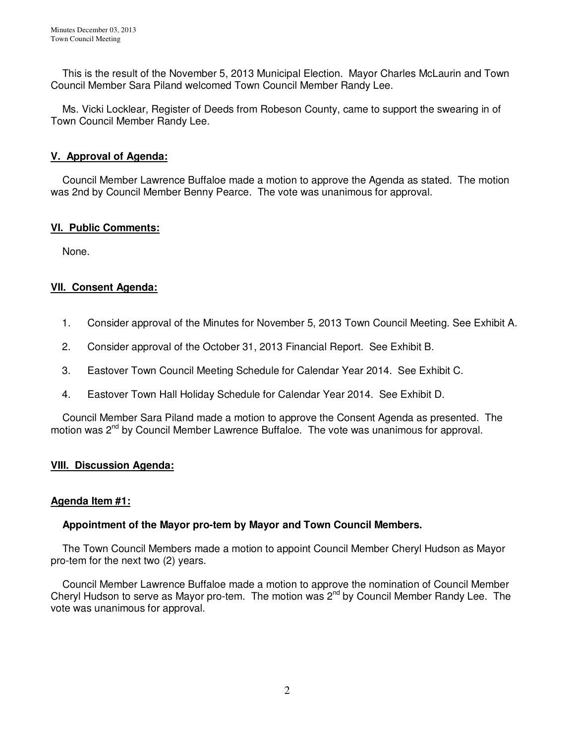This is the result of the November 5, 2013 Municipal Election. Mayor Charles McLaurin and Town Council Member Sara Piland welcomed Town Council Member Randy Lee.

Ms. Vicki Locklear, Register of Deeds from Robeson County, came to support the swearing in of Town Council Member Randy Lee.

## V. Approval of Agenda:

Council Member Lawrence Buffaloe made a motion to approve the Agenda as stated. The motion was 2nd by Council Member Benny Pearce. The vote was unanimous for approval.

## VI. Public Comments:

None.

## VII. Consent Agenda:

1. Consider approval of the Minutes for November 5, 2013 Town Council Meeting. See Exhibit A.
2. Consider approval of the October 31, 2013 Financial Report. See Exhibit B.
3. Eastover Town Council Meeting Schedule for Calendar Year 2014. See Exhibit C.
4. Eastover Town Hall Holiday Schedule for Calendar Year 2014. See Exhibit D.

Council Member Sara Piland made a motion to approve the Consent Agenda as presented. The motion was 2nd by Council Member Lawrence Buffaloe. The vote was unanimous for approval.

## VIII. Discussion Agenda:

### Agenda Item #1:

**Appointment of the Mayor pro-tem by Mayor and Town Council Members.**

The Town Council Members made a motion to appoint Council Member Cheryl Hudson as Mayor pro-tem for the next two (2) years.

Council Member Lawrence Buffaloe made a motion to approve the nomination of Council Member Cheryl Hudson to serve as Mayor pro-tem. The motion was 2nd by Council Member Randy Lee. The vote was unanimous for approval.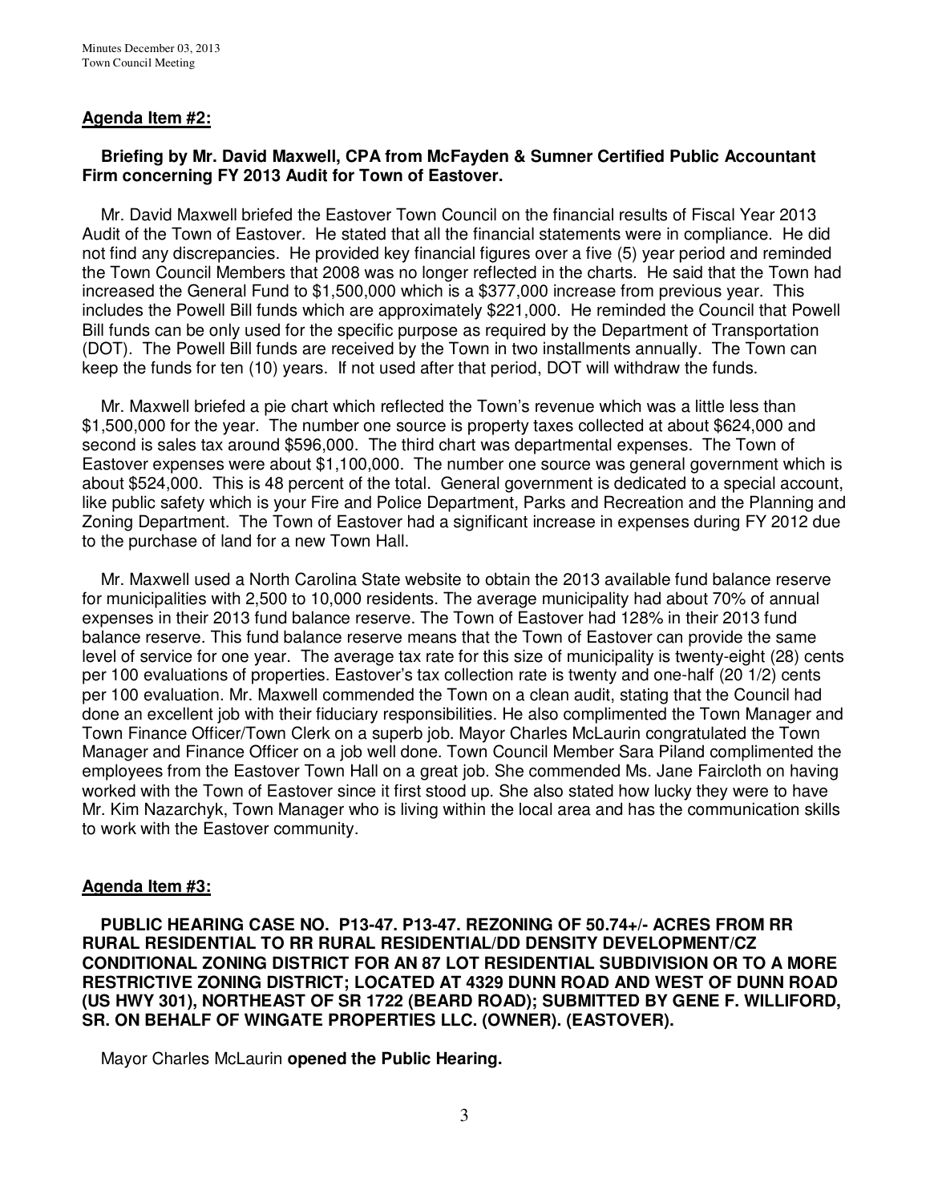**Agenda Item #2:**

**Briefing by Mr. David Maxwell, CPA from McFayden & Sumner Certified Public Accountant Firm concerning FY 2013 Audit for Town of Eastover.**

Mr. David Maxwell briefed the Eastover Town Council on the financial results of Fiscal Year 2013 Audit of the Town of Eastover. He stated that all the financial statements were in compliance. He did not find any discrepancies. He provided key financial figures over a five (5) year period and reminded the Town Council Members that 2008 was no longer reflected in the charts. He said that the Town had increased the General Fund to $1,500,000 which is a $377,000 increase from previous year. This includes the Powell Bill funds which are approximately $221,000. He reminded the Council that Powell Bill funds can be only used for the specific purpose as required by the Department of Transportation (DOT). The Powell Bill funds are received by the Town in two installments annually. The Town can keep the funds for ten (10) years. If not used after that period, DOT will withdraw the funds.

Mr. Maxwell briefed a pie chart which reflected the Town's revenue which was a little less than $1,500,000 for the year. The number one source is property taxes collected at about $624,000 and second is sales tax around $596,000. The third chart was departmental expenses. The Town of Eastover expenses were about $1,100,000. The number one source was general government which is about $524,000. This is 48 percent of the total. General government is dedicated to a special account, like public safety which is your Fire and Police Department, Parks and Recreation and the Planning and Zoning Department. The Town of Eastover had a significant increase in expenses during FY 2012 due to the purchase of land for a new Town Hall.

Mr. Maxwell used a North Carolina State website to obtain the 2013 available fund balance reserve for municipalities with 2,500 to 10,000 residents. The average municipality had about 70% of annual expenses in their 2013 fund balance reserve. The Town of Eastover had 128% in their 2013 fund balance reserve. This fund balance reserve means that the Town of Eastover can provide the same level of service for one year. The average tax rate for this size of municipality is twenty-eight (28) cents per 100 evaluations of properties. Eastover's tax collection rate is twenty and one-half (20 1/2) cents per 100 evaluation. Mr. Maxwell commended the Town on a clean audit, stating that the Council had done an excellent job with their fiduciary responsibilities. He also complimented the Town Manager and Town Finance Officer/Town Clerk on a superb job. Mayor Charles McLaurin congratulated the Town Manager and Finance Officer on a job well done. Town Council Member Sara Piland complimented the employees from the Eastover Town Hall on a great job. She commended Ms. Jane Faircloth on having worked with the Town of Eastover since it first stood up. She also stated how lucky they were to have Mr. Kim Nazarchyk, Town Manager who is living within the local area and has the communication skills to work with the Eastover community.

**Agenda Item #3:**

**PUBLIC HEARING CASE NO. P13-47. P13-47. REZONING OF 50.74+/- ACRES FROM RR RURAL RESIDENTIAL TO RR RURAL RESIDENTIAL/DD DENSITY DEVELOPMENT/CZ CONDITIONAL ZONING DISTRICT FOR AN 87 LOT RESIDENTIAL SUBDIVISION OR TO A MORE RESTRICTIVE ZONING DISTRICT; LOCATED AT 4329 DUNN ROAD AND WEST OF DUNN ROAD (US HWY 301), NORTHEAST OF SR 1722 (BEARD ROAD); SUBMITTED BY GENE F. WILLIFORD, SR. ON BEHALF OF WINGATE PROPERTIES LLC. (OWNER). (EASTOVER).**

Mayor Charles McLaurin **opened the Public Hearing.**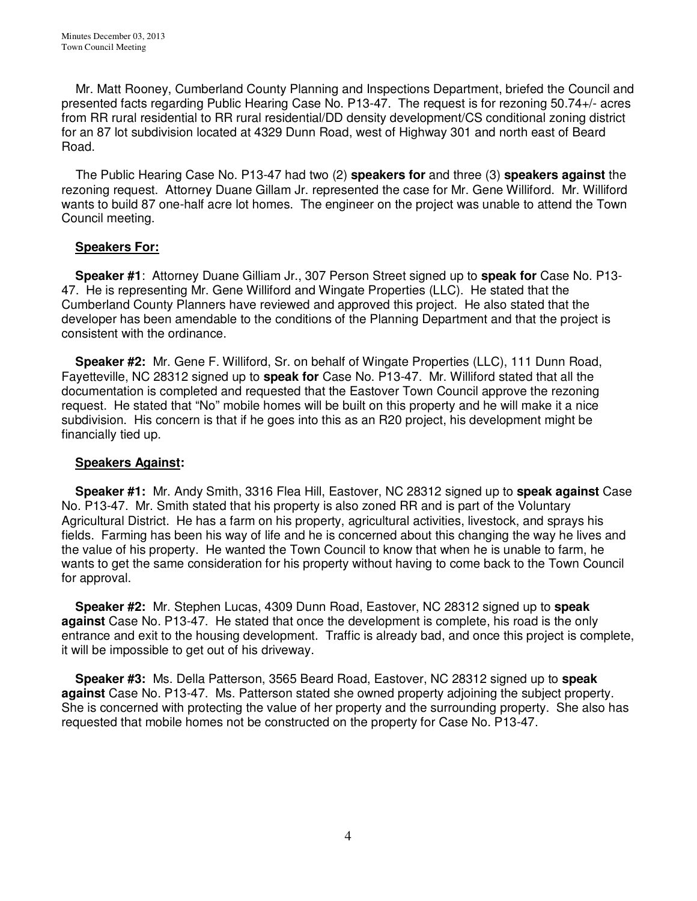Mr. Matt Rooney, Cumberland County Planning and Inspections Department, briefed the Council and presented facts regarding Public Hearing Case No. P13-47. The request is for rezoning 50.74+/- acres from RR rural residential to RR rural residential/DD density development/CS conditional zoning district for an 87 lot subdivision located at 4329 Dunn Road, west of Highway 301 and north east of Beard Road.

The Public Hearing Case No. P13-47 had two (2) **speakers for** and three (3) **speakers against** the rezoning request. Attorney Duane Gillam Jr. represented the case for Mr. Gene Williford. Mr. Williford wants to build 87 one-half acre lot homes. The engineer on the project was unable to attend the Town Council meeting.

**Speakers For:**

**Speaker #1**: Attorney Duane Gilliam Jr., 307 Person Street signed up to **speak for** Case No. P13-47. He is representing Mr. Gene Williford and Wingate Properties (LLC). He stated that the Cumberland County Planners have reviewed and approved this project. He also stated that the developer has been amendable to the conditions of the Planning Department and that the project is consistent with the ordinance.

**Speaker #2:** Mr. Gene F. Williford, Sr. on behalf of Wingate Properties (LLC), 111 Dunn Road, Fayetteville, NC 28312 signed up to **speak for** Case No. P13-47. Mr. Williford stated that all the documentation is completed and requested that the Eastover Town Council approve the rezoning request. He stated that "No" mobile homes will be built on this property and he will make it a nice subdivision. His concern is that if he goes into this as an R20 project, his development might be financially tied up.

**Speakers Against:**

**Speaker #1:** Mr. Andy Smith, 3316 Flea Hill, Eastover, NC 28312 signed up to **speak against** Case No. P13-47. Mr. Smith stated that his property is also zoned RR and is part of the Voluntary Agricultural District. He has a farm on his property, agricultural activities, livestock, and sprays his fields. Farming has been his way of life and he is concerned about this changing the way he lives and the value of his property. He wanted the Town Council to know that when he is unable to farm, he wants to get the same consideration for his property without having to come back to the Town Council for approval.

**Speaker #2:** Mr. Stephen Lucas, 4309 Dunn Road, Eastover, NC 28312 signed up to **speak against** Case No. P13-47. He stated that once the development is complete, his road is the only entrance and exit to the housing development. Traffic is already bad, and once this project is complete, it will be impossible to get out of his driveway.

**Speaker #3:** Ms. Della Patterson, 3565 Beard Road, Eastover, NC 28312 signed up to **speak against** Case No. P13-47. Ms. Patterson stated she owned property adjoining the subject property. She is concerned with protecting the value of her property and the surrounding property. She also has requested that mobile homes not be constructed on the property for Case No. P13-47.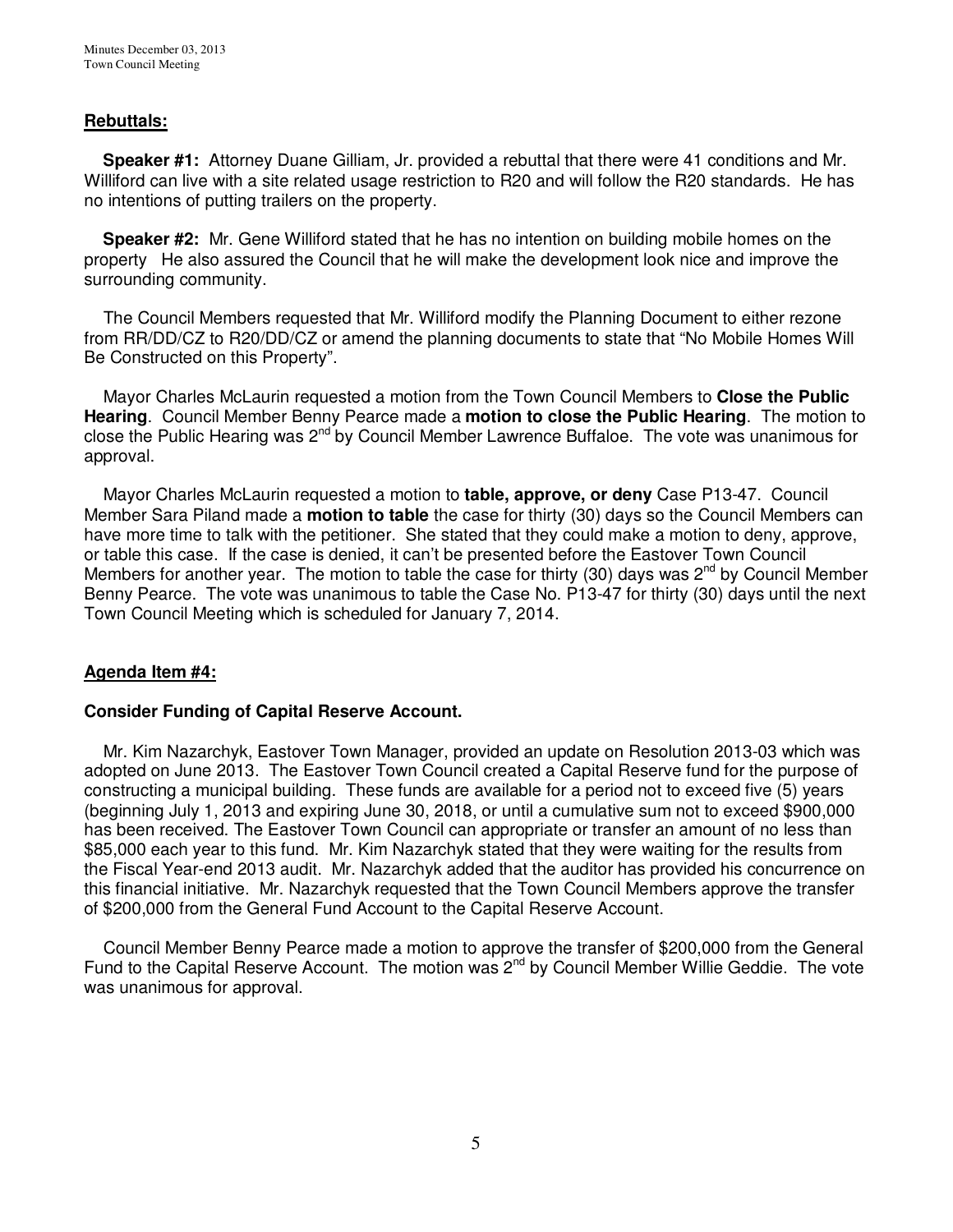**Rebuttals:**

**Speaker #1:** Attorney Duane Gilliam, Jr. provided a rebuttal that there were 41 conditions and Mr. Williford can live with a site related usage restriction to R20 and will follow the R20 standards. He has no intentions of putting trailers on the property.

**Speaker #2:** Mr. Gene Williford stated that he has no intention on building mobile homes on the property He also assured the Council that he will make the development look nice and improve the surrounding community.

The Council Members requested that Mr. Williford modify the Planning Document to either rezone from RR/DD/CZ to R20/DD/CZ or amend the planning documents to state that "No Mobile Homes Will Be Constructed on this Property".

Mayor Charles McLaurin requested a motion from the Town Council Members to **Close the Public Hearing**. Council Member Benny Pearce made a **motion to close the Public Hearing**. The motion to close the Public Hearing was 2nd by Council Member Lawrence Buffaloe. The vote was unanimous for approval.

Mayor Charles McLaurin requested a motion to **table, approve, or deny** Case P13-47. Council Member Sara Piland made a **motion to table** the case for thirty (30) days so the Council Members can have more time to talk with the petitioner. She stated that they could make a motion to deny, approve, or table this case. If the case is denied, it can't be presented before the Eastover Town Council Members for another year. The motion to table the case for thirty (30) days was 2nd by Council Member Benny Pearce. The vote was unanimous to table the Case No. P13-47 for thirty (30) days until the next Town Council Meeting which is scheduled for January 7, 2014.

**Agenda Item #4:**

**Consider Funding of Capital Reserve Account.**

Mr. Kim Nazarchyk, Eastover Town Manager, provided an update on Resolution 2013-03 which was adopted on June 2013. The Eastover Town Council created a Capital Reserve fund for the purpose of constructing a municipal building. These funds are available for a period not to exceed five (5) years (beginning July 1, 2013 and expiring June 30, 2018, or until a cumulative sum not to exceed $900,000 has been received. The Eastover Town Council can appropriate or transfer an amount of no less than $85,000 each year to this fund. Mr. Kim Nazarchyk stated that they were waiting for the results from the Fiscal Year-end 2013 audit. Mr. Nazarchyk added that the auditor has provided his concurrence on this financial initiative. Mr. Nazarchyk requested that the Town Council Members approve the transfer of $200,000 from the General Fund Account to the Capital Reserve Account.

Council Member Benny Pearce made a motion to approve the transfer of $200,000 from the General Fund to the Capital Reserve Account. The motion was 2nd by Council Member Willie Geddie. The vote was unanimous for approval.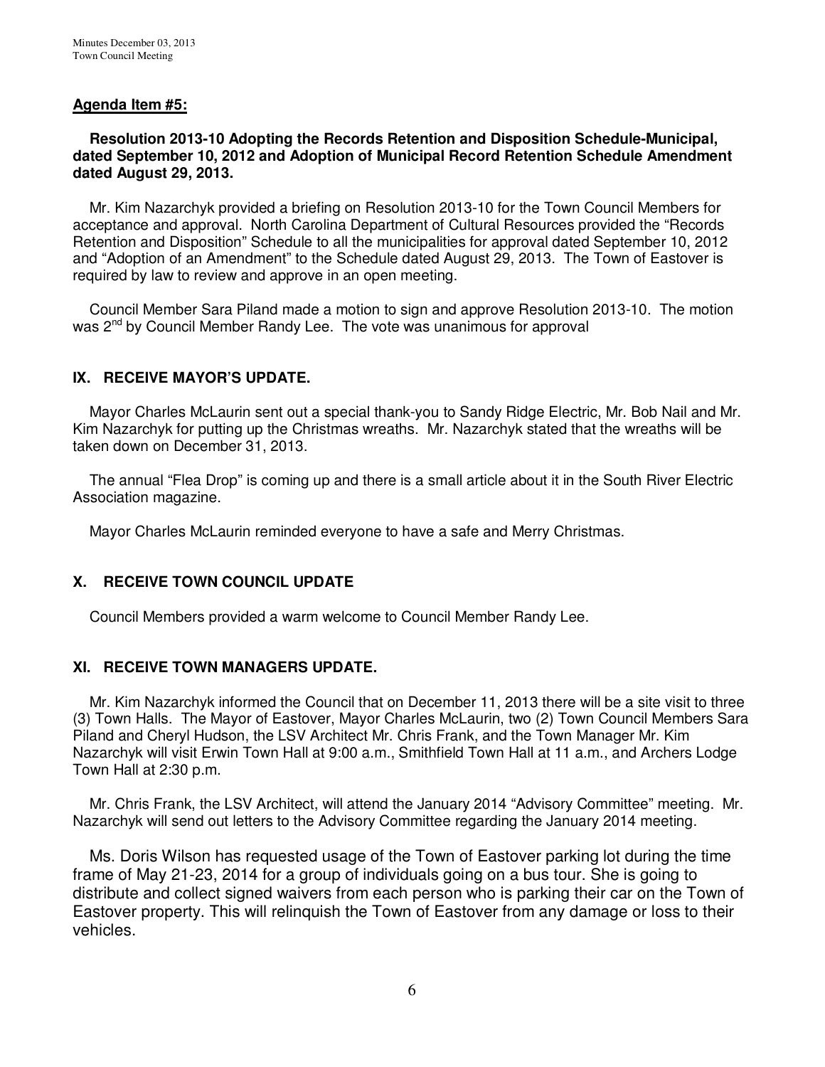**Agenda Item #5:**

**Resolution 2013-10 Adopting the Records Retention and Disposition Schedule-Municipal, dated September 10, 2012 and Adoption of Municipal Record Retention Schedule Amendment dated August 29, 2013.**

Mr. Kim Nazarchyk provided a briefing on Resolution 2013-10 for the Town Council Members for acceptance and approval. North Carolina Department of Cultural Resources provided the "Records Retention and Disposition" Schedule to all the municipalities for approval dated September 10, 2012 and "Adoption of an Amendment" to the Schedule dated August 29, 2013. The Town of Eastover is required by law to review and approve in an open meeting.

Council Member Sara Piland made a motion to sign and approve Resolution 2013-10. The motion was 2nd by Council Member Randy Lee. The vote was unanimous for approval

## IX. RECEIVE MAYOR'S UPDATE.

Mayor Charles McLaurin sent out a special thank-you to Sandy Ridge Electric, Mr. Bob Nail and Mr. Kim Nazarchyk for putting up the Christmas wreaths. Mr. Nazarchyk stated that the wreaths will be taken down on December 31, 2013.

The annual "Flea Drop" is coming up and there is a small article about it in the South River Electric Association magazine.

Mayor Charles McLaurin reminded everyone to have a safe and Merry Christmas.

## X. RECEIVE TOWN COUNCIL UPDATE

Council Members provided a warm welcome to Council Member Randy Lee.

## XI. RECEIVE TOWN MANAGERS UPDATE.

Mr. Kim Nazarchyk informed the Council that on December 11, 2013 there will be a site visit to three (3) Town Halls. The Mayor of Eastover, Mayor Charles McLaurin, two (2) Town Council Members Sara Piland and Cheryl Hudson, the LSV Architect Mr. Chris Frank, and the Town Manager Mr. Kim Nazarchyk will visit Erwin Town Hall at 9:00 a.m., Smithfield Town Hall at 11 a.m., and Archers Lodge Town Hall at 2:30 p.m.

Mr. Chris Frank, the LSV Architect, will attend the January 2014 "Advisory Committee" meeting. Mr. Nazarchyk will send out letters to the Advisory Committee regarding the January 2014 meeting.

Ms. Doris Wilson has requested usage of the Town of Eastover parking lot during the time frame of May 21-23, 2014 for a group of individuals going on a bus tour. She is going to distribute and collect signed waivers from each person who is parking their car on the Town of Eastover property. This will relinquish the Town of Eastover from any damage or loss to their vehicles.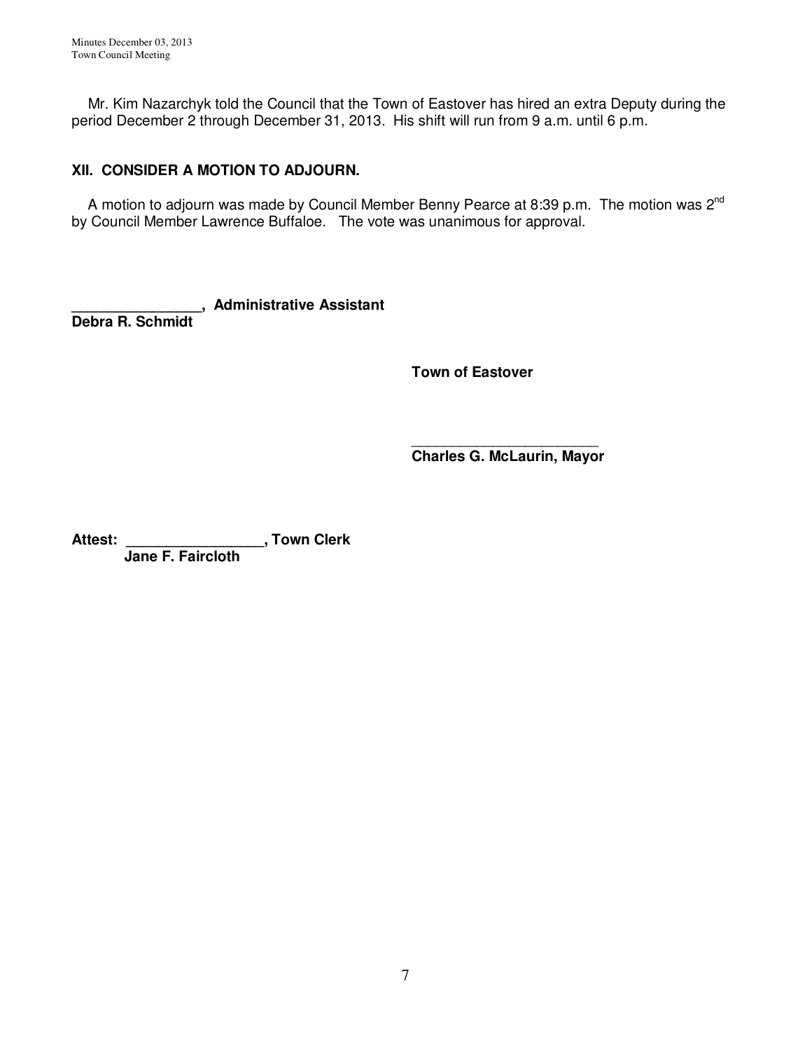Mr. Kim Nazarchyk told the Council that the Town of Eastover has hired an extra Deputy during the period December 2 through December 31, 2013. His shift will run from 9 a.m. until 6 p.m.

### XII. CONSIDER A MOTION TO ADJOURN.

A motion to adjourn was made by Council Member Benny Pearce at 8:39 p.m. The motion was 2nd by Council Member Lawrence Buffaloe. The vote was unanimous for approval.

**________________, Administrative Assistant**
**Debra R. Schmidt**

**Town of Eastover**

**________________________**
**Charles G. McLaurin, Mayor**

**Attest: ________________, Town Clerk**
**Jane F. Faircloth**